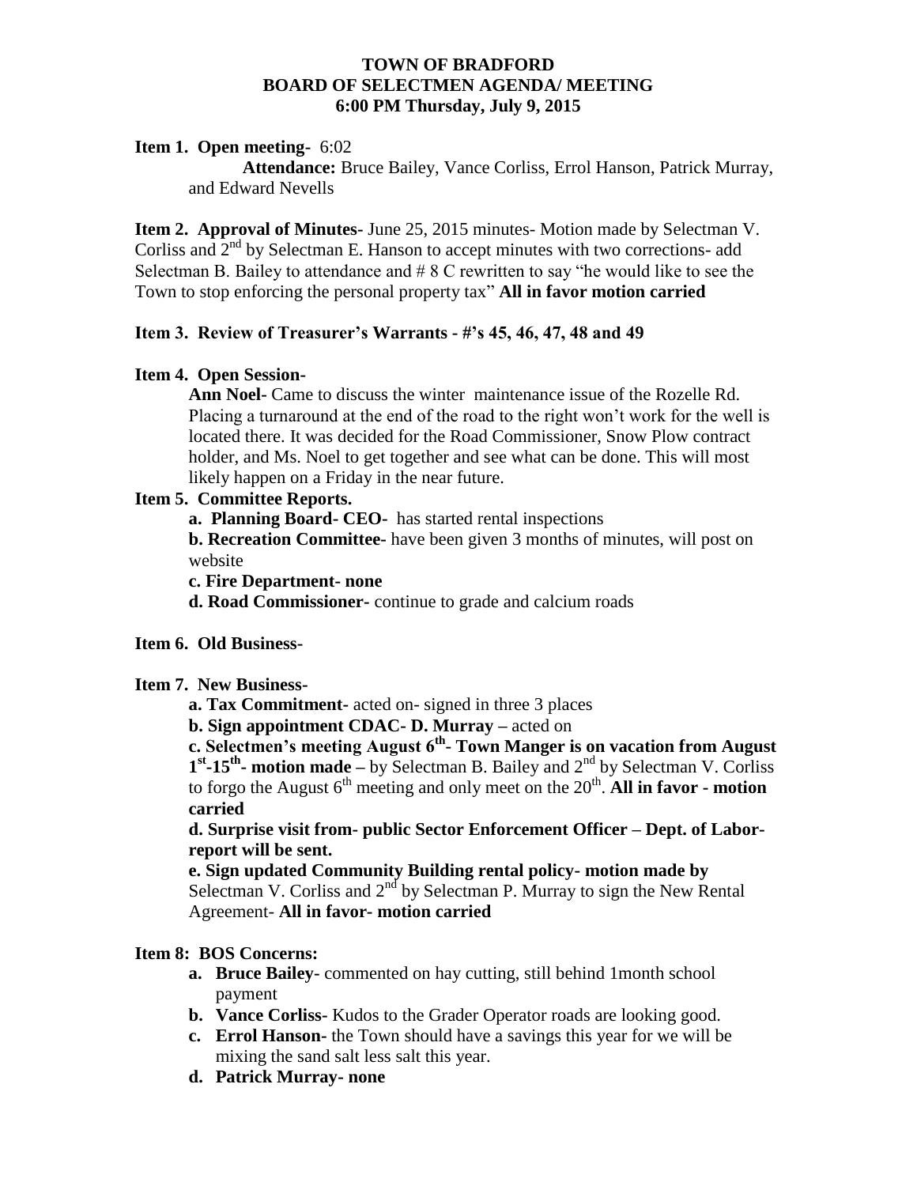# TOWN OF BRADFORD
## BOARD OF SELECTMEN AGENDA/ MEETING
### 6:00 PM Thursday, July 9, 2015

**Item 1. Open meeting-** 6:02

**Attendance:** Bruce Bailey, Vance Corliss, Errol Hanson, Patrick Murray, and Edward Nevells

**Item 2. Approval of Minutes-** June 25, 2015 minutes- Motion made by Selectman V. Corliss and 2nd by Selectman E. Hanson to accept minutes with two corrections- add Selectman B. Bailey to attendance and # 8 C rewritten to say "he would like to see the Town to stop enforcing the personal property tax" **All in favor motion carried**

**Item 3. Review of Treasurer's Warrants - #'s 45, 46, 47, 48 and 49**

**Item 4. Open Session-**

**Ann Noel-** Came to discuss the winter maintenance issue of the Rozelle Rd. Placing a turnaround at the end of the road to the right won't work for the well is located there. It was decided for the Road Commissioner, Snow Plow contract holder, and Ms. Noel to get together and see what can be done. This will most likely happen on a Friday in the near future.

**Item 5. Committee Reports.**

**a. Planning Board- CEO-** has started rental inspections

**b. Recreation Committee-** have been given 3 months of minutes, will post on website

**c. Fire Department- none**

**d. Road Commissioner-** continue to grade and calcium roads

**Item 6. Old Business-**

**Item 7. New Business-**

**a. Tax Commitment-** acted on- signed in three 3 places

**b. Sign appointment CDAC- D. Murray –** acted on

**c. Selectmen's meeting August 6th- Town Manger is on vacation from August 1st-15th- motion made –** by Selectman B. Bailey and 2nd by Selectman V. Corliss to forgo the August 6th meeting and only meet on the 20th. **All in favor - motion carried**

**d. Surprise visit from- public Sector Enforcement Officer – Dept. of Labor- report will be sent.**

**e. Sign updated Community Building rental policy- motion made by** Selectman V. Corliss and 2nd by Selectman P. Murray to sign the New Rental Agreement- **All in favor- motion carried**

**Item 8: BOS Concerns:**

a. **Bruce Bailey-** commented on hay cutting, still behind 1month school payment
b. **Vance Corliss-** Kudos to the Grader Operator roads are looking good.
c. **Errol Hanson-** the Town should have a savings this year for we will be mixing the sand salt less salt this year.
d. **Patrick Murray- none**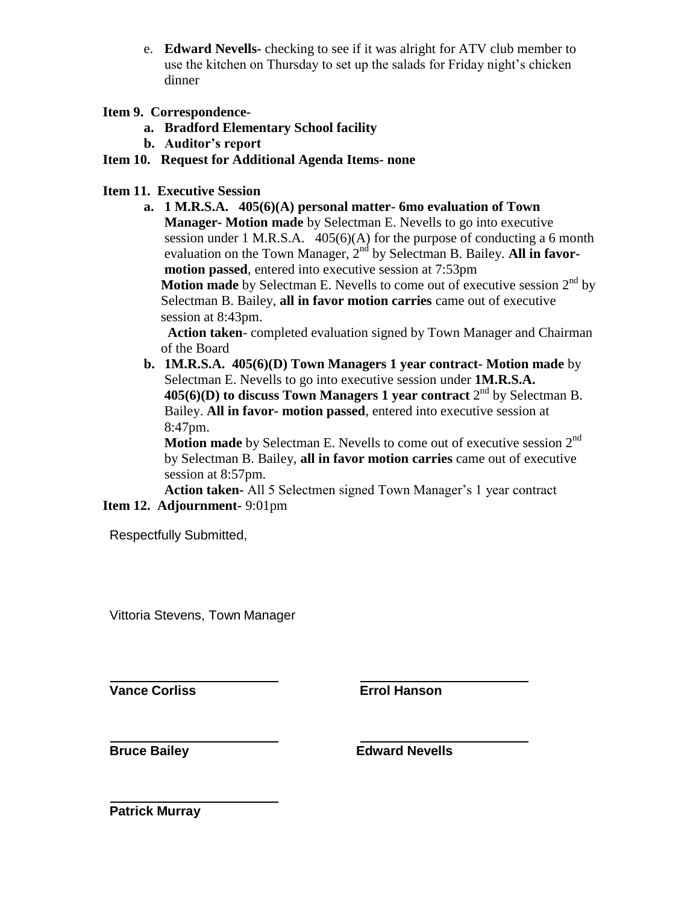e. **Edward Nevells**- checking to see if it was alright for ATV club member to use the kitchen on Thursday to set up the salads for Friday night's chicken dinner

**Item 9. Correspondence-**

- **a. Bradford Elementary School facility**
- **b. Auditor's report**

**Item 10. Request for Additional Agenda Items- none**

**Item 11. Executive Session**

**a. 1 M.R.S.A. 405(6)(A) personal matter- 6mo evaluation of Town Manager- Motion made** by Selectman E. Nevells to go into executive session under 1 M.R.S.A. 405(6)(A) for the purpose of conducting a 6 month evaluation on the Town Manager, 2nd by Selectman B. Bailey. **All in favor- motion passed**, entered into executive session at 7:53pm

**Motion made** by Selectman E. Nevells to come out of executive session 2nd by Selectman B. Bailey, **all in favor motion carries** came out of executive session at 8:43pm.

**Action taken**- completed evaluation signed by Town Manager and Chairman of the Board

**b. 1M.R.S.A. 405(6)(D) Town Managers 1 year contract- Motion made** by Selectman E. Nevells to go into executive session under **1M.R.S.A. 405(6)(D) to discuss Town Managers 1 year contract** 2nd by Selectman B. Bailey. **All in favor- motion passed**, entered into executive session at 8:47pm.

**Motion made** by Selectman E. Nevells to come out of executive session 2nd by Selectman B. Bailey, **all in favor motion carries** came out of executive session at 8:57pm.

**Action taken**- All 5 Selectmen signed Town Manager's 1 year contract

**Item 12. Adjournment**- 9:01pm

Respectfully Submitted,

Vittoria Stevens, Town Manager

**Vance Corliss** **Errol Hanson**

**Bruce Bailey** **Edward Nevells**

**Patrick Murray**